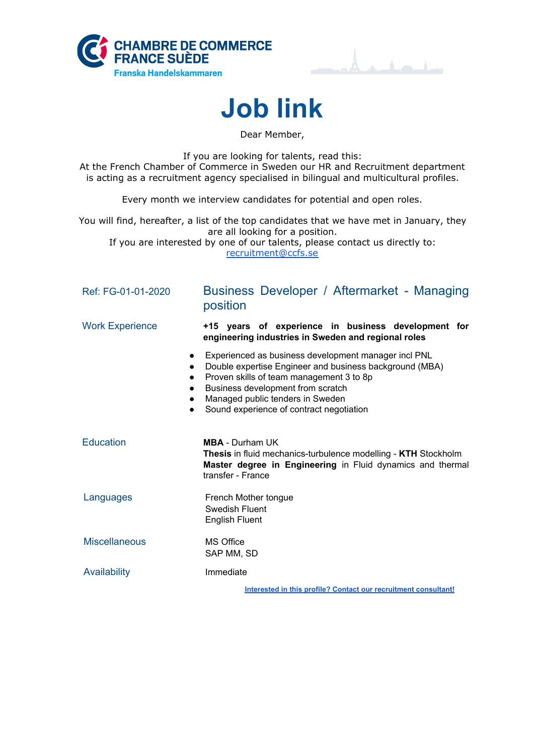**CHAMBRE DE COMMERCE FRANCE SUÈDE**
**Franska Handelskammaren**

# Job link

Dear Member,

If you are looking for talents, read this:
At the French Chamber of Commerce in Sweden our HR and Recruitment department is acting as a recruitment agency specialised in bilingual and multicultural profiles.

Every month we interview candidates for potential and open roles.

You will find, hereafter, a list of the top candidates that we have met in January, they are all looking for a position.
If you are interested by one of our talents, please contact us directly to:
recruitment@ccfs.se

## Ref: FG-01-01-2020 — Business Developer / Aftermarket - Managing position

**Work Experience**

**+15 years of experience in business development for engineering industries in Sweden and regional roles**

- Experienced as business development manager incl PNL
- Double expertise Engineer and business background (MBA)
- Proven skills of team management 3 to 8p
- Business development from scratch
- Managed public tenders in Sweden
- Sound experience of contract negotiation

**Education**

**MBA** - Durham UK
**Thesis** in fluid mechanics-turbulence modelling - **KTH** Stockholm
**Master degree in Engineering** in Fluid dynamics and thermal transfer - France

**Languages**

French Mother tongue
Swedish Fluent
English Fluent

**Miscellaneous**

MS Office
SAP MM, SD

**Availability**

Immediate

**Interested in this profile? Contact our recruitment consultant!**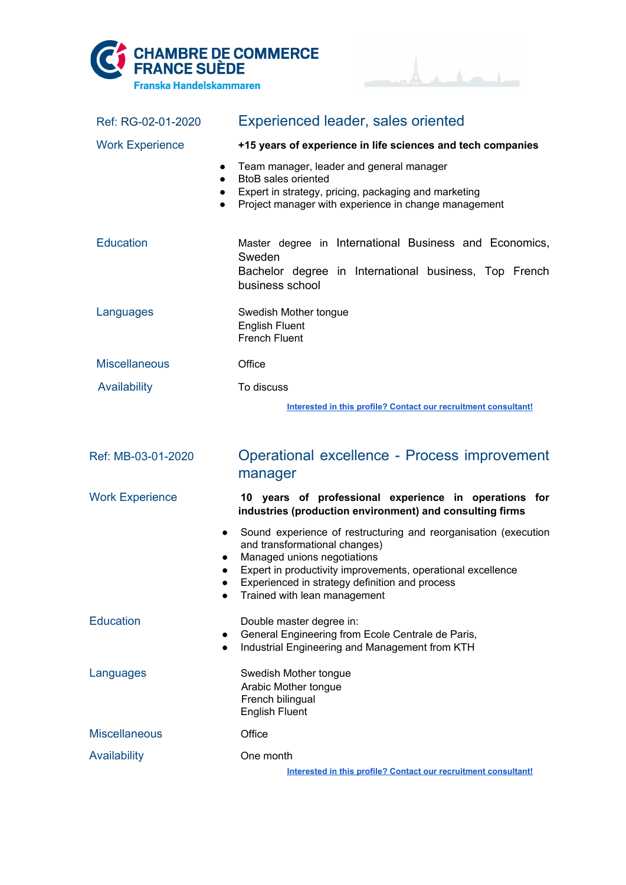CHAMBRE DE COMMERCE
FRANCE SUÈDE
Franska Handelskammaren

| Ref: RG-02-01-2020 | Experienced leader, sales oriented |
|---|---|
| Work Experience | **+15 years of experience in life sciences and tech companies**<br>• Team manager, leader and general manager<br>• BtoB sales oriented<br>• Expert in strategy, pricing, packaging and marketing<br>• Project manager with experience in change management |
| Education | Master degree in International Business and Economics, Sweden<br>Bachelor degree in International business, Top French business school |
| Languages | Swedish Mother tongue<br>English Fluent<br>French Fluent |
| Miscellaneous | Office |
| Availability | To discuss |

Interested in this profile? Contact our recruitment consultant!

| Ref: MB-03-01-2020 | Operational excellence - Process improvement manager |
|---|---|
| Work Experience | **10 years of professional experience in operations for industries (production environment) and consulting firms**<br>• Sound experience of restructuring and reorganisation (execution and transformational changes)<br>• Managed unions negotiations<br>• Expert in productivity improvements, operational excellence<br>• Experienced in strategy definition and process<br>• Trained with lean management |
| Education | Double master degree in:<br>• General Engineering from Ecole Centrale de Paris,<br>• Industrial Engineering and Management from KTH |
| Languages | Swedish Mother tongue<br>Arabic Mother tongue<br>French bilingual<br>English Fluent |
| Miscellaneous | Office |
| Availability | One month |

Interested in this profile? Contact our recruitment consultant!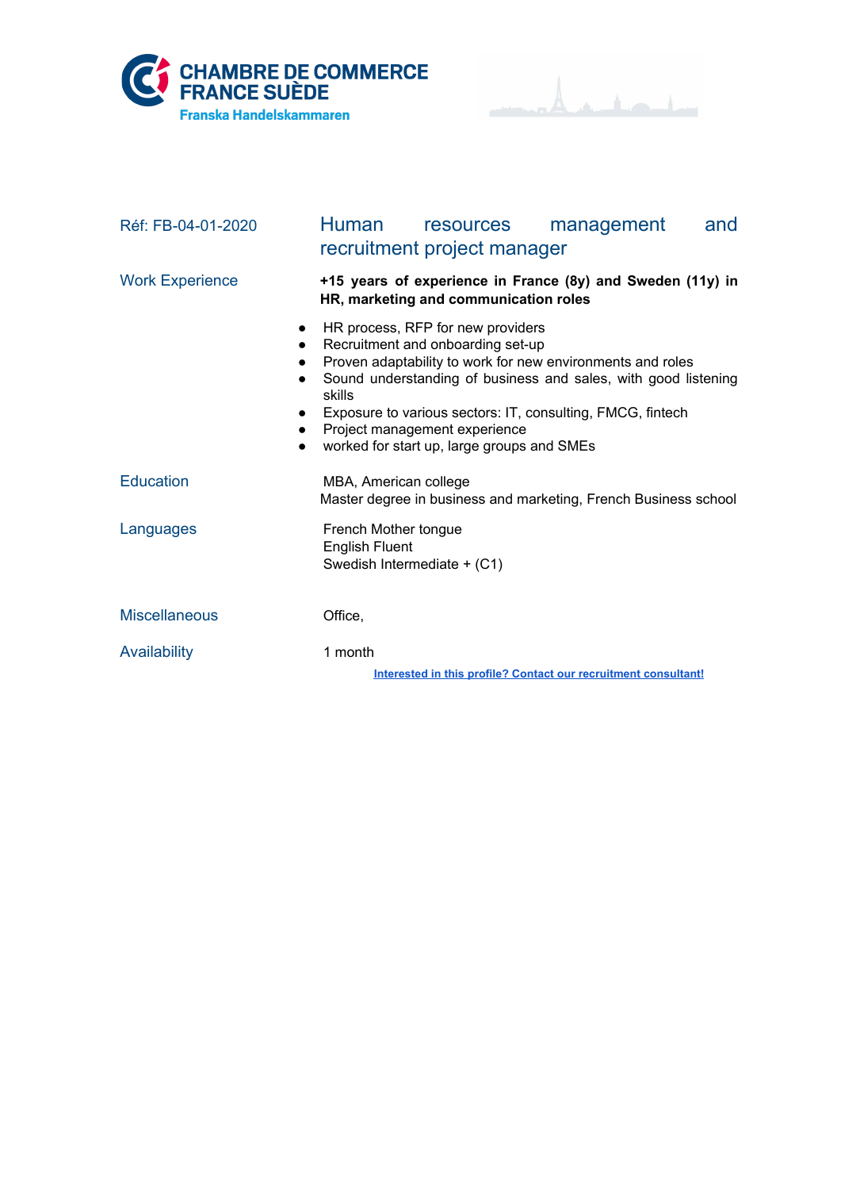**CHAMBRE DE COMMERCE FRANCE SUÈDE**
Franska Handelskammaren

| | |
|---|---|
| Réf: FB-04-01-2020 | ## Human resources management and recruitment project manager |
| Work Experience | **+15 years of experience in France (8y) and Sweden (11y) in HR, marketing and communication roles**<br>• HR process, RFP for new providers<br>• Recruitment and onboarding set-up<br>• Proven adaptability to work for new environments and roles<br>• Sound understanding of business and sales, with good listening skills<br>• Exposure to various sectors: IT, consulting, FMCG, fintech<br>• Project management experience<br>• worked for start up, large groups and SMEs |
| Education | MBA, American college<br>Master degree in business and marketing, French Business school |
| Languages | French Mother tongue<br>English Fluent<br>Swedish Intermediate + (C1) |
| Miscellaneous | Office, |
| Availability | 1 month |

**Interested in this profile? Contact our recruitment consultant!**